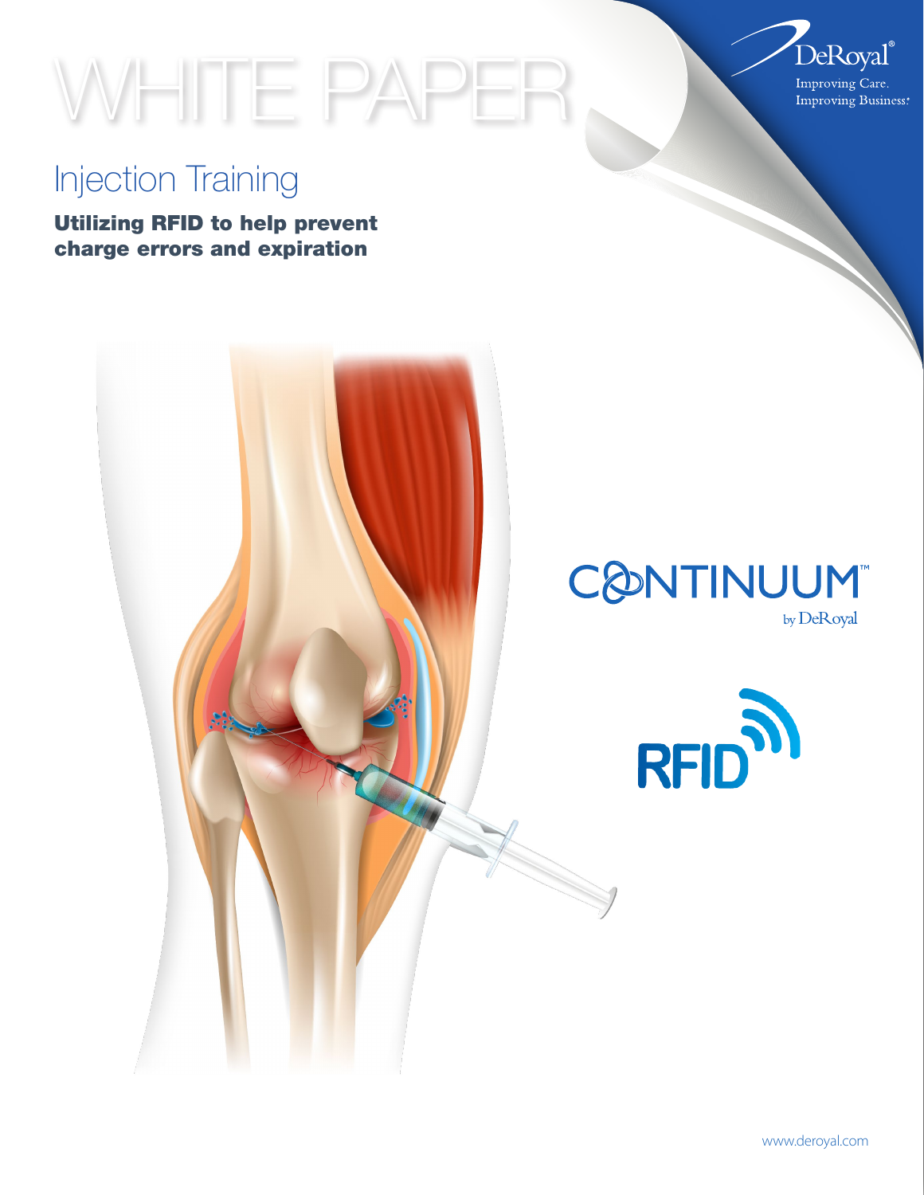# WHITE PAPER

DeRoyal®
Improving Care.
Improving Business.®

## Injection Training

**Utilizing RFID to help prevent charge errors and expiration**

CONTINUUM™
by DeRoyal

RFID

www.deroyal.com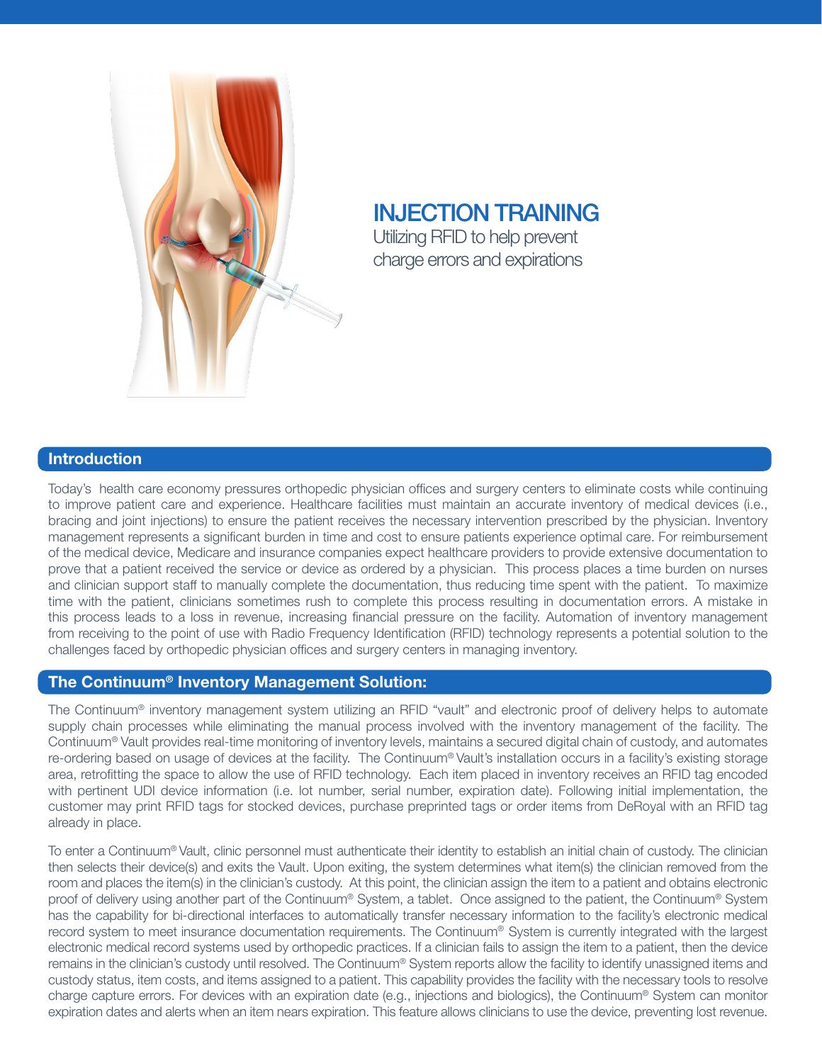# INJECTION TRAINING

Utilizing RFID to help prevent charge errors and expirations

## Introduction

Today's health care economy pressures orthopedic physician offices and surgery centers to eliminate costs while continuing to improve patient care and experience. Healthcare facilities must maintain an accurate inventory of medical devices (i.e., bracing and joint injections) to ensure the patient receives the necessary intervention prescribed by the physician. Inventory management represents a significant burden in time and cost to ensure patients experience optimal care. For reimbursement of the medical device, Medicare and insurance companies expect healthcare providers to provide extensive documentation to prove that a patient received the service or device as ordered by a physician. This process places a time burden on nurses and clinician support staff to manually complete the documentation, thus reducing time spent with the patient. To maximize time with the patient, clinicians sometimes rush to complete this process resulting in documentation errors. A mistake in this process leads to a loss in revenue, increasing financial pressure on the facility. Automation of inventory management from receiving to the point of use with Radio Frequency Identification (RFID) technology represents a potential solution to the challenges faced by orthopedic physician offices and surgery centers in managing inventory.

## The Continuum® Inventory Management Solution:

The Continuum® inventory management system utilizing an RFID "vault" and electronic proof of delivery helps to automate supply chain processes while eliminating the manual process involved with the inventory management of the facility. The Continuum® Vault provides real-time monitoring of inventory levels, maintains a secured digital chain of custody, and automates re-ordering based on usage of devices at the facility. The Continuum® Vault's installation occurs in a facility's existing storage area, retrofitting the space to allow the use of RFID technology. Each item placed in inventory receives an RFID tag encoded with pertinent UDI device information (i.e. lot number, serial number, expiration date). Following initial implementation, the customer may print RFID tags for stocked devices, purchase preprinted tags or order items from DeRoyal with an RFID tag already in place.

To enter a Continuum® Vault, clinic personnel must authenticate their identity to establish an initial chain of custody. The clinician then selects their device(s) and exits the Vault. Upon exiting, the system determines what item(s) the clinician removed from the room and places the item(s) in the clinician's custody. At this point, the clinician assign the item to a patient and obtains electronic proof of delivery using another part of the Continuum® System, a tablet. Once assigned to the patient, the Continuum® System has the capability for bi-directional interfaces to automatically transfer necessary information to the facility's electronic medical record system to meet insurance documentation requirements. The Continuum® System is currently integrated with the largest electronic medical record systems used by orthopedic practices. If a clinician fails to assign the item to a patient, then the device remains in the clinician's custody until resolved. The Continuum® System reports allow the facility to identify unassigned items and custody status, item costs, and items assigned to a patient. This capability provides the facility with the necessary tools to resolve charge capture errors. For devices with an expiration date (e.g., injections and biologics), the Continuum® System can monitor expiration dates and alerts when an item nears expiration. This feature allows clinicians to use the device, preventing lost revenue.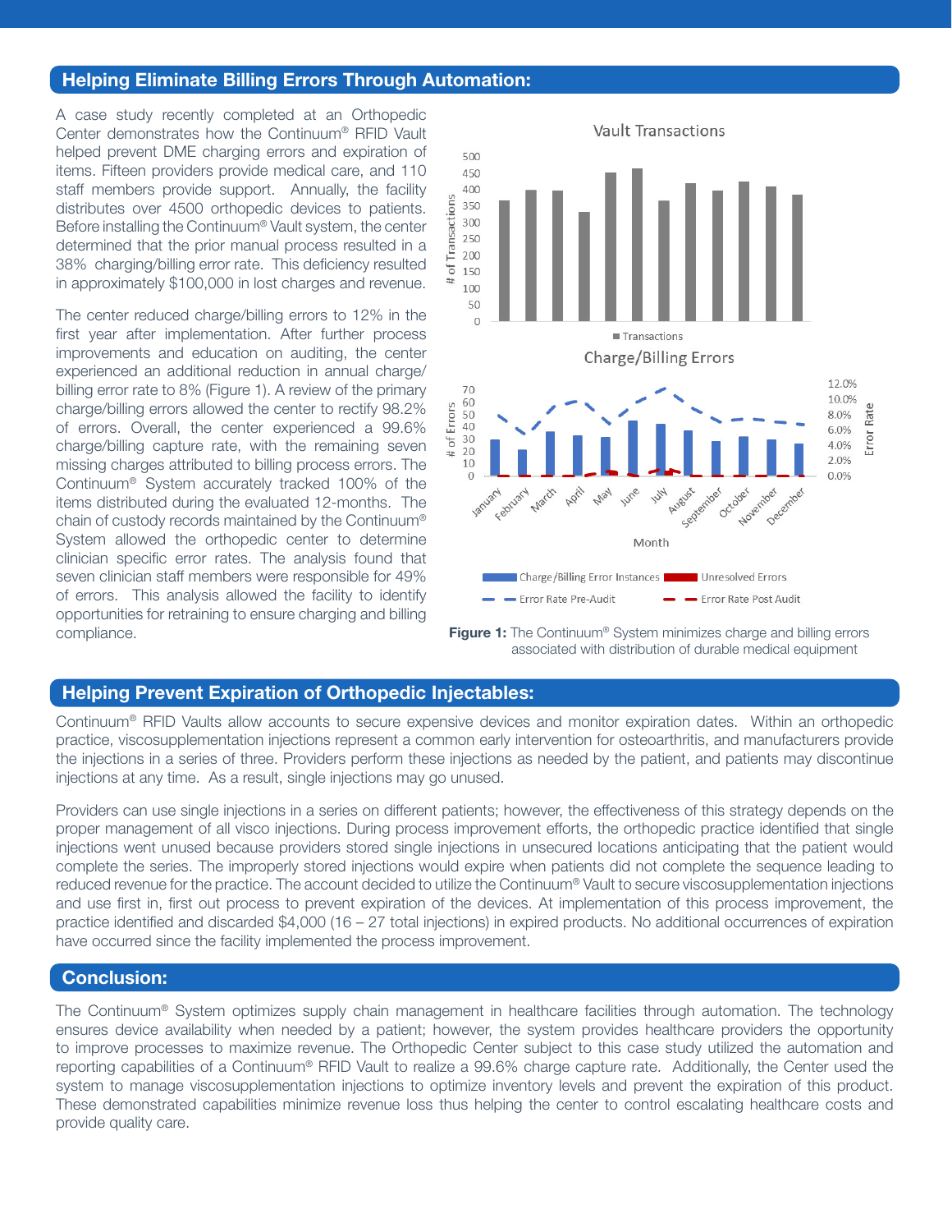## Helping Eliminate Billing Errors Through Automation:

A case study recently completed at an Orthopedic Center demonstrates how the Continuum® RFID Vault helped prevent DME charging errors and expiration of items. Fifteen providers provide medical care, and 110 staff members provide support. Annually, the facility distributes over 4500 orthopedic devices to patients. Before installing the Continuum® Vault system, the center determined that the prior manual process resulted in a 38% charging/billing error rate. This deficiency resulted in approximately $100,000 in lost charges and revenue.

The center reduced charge/billing errors to 12% in the first year after implementation. After further process improvements and education on auditing, the center experienced an additional reduction in annual charge/billing error rate to 8% (Figure 1). A review of the primary charge/billing errors allowed the center to rectify 98.2% of errors. Overall, the center experienced a 99.6% charge/billing capture rate, with the remaining seven missing charges attributed to billing process errors. The Continuum® System accurately tracked 100% of the items distributed during the evaluated 12-months. The chain of custody records maintained by the Continuum® System allowed the orthopedic center to determine clinician specific error rates. The analysis found that seven clinician staff members were responsible for 49% of errors. This analysis allowed the facility to identify opportunities for retraining to ensure charging and billing compliance.

**Figure 1:** The Continuum® System minimizes charge and billing errors associated with distribution of durable medical equipment

## Helping Prevent Expiration of Orthopedic Injectables:

Continuum® RFID Vaults allow accounts to secure expensive devices and monitor expiration dates. Within an orthopedic practice, viscosupplementation injections represent a common early intervention for osteoarthritis, and manufacturers provide the injections in a series of three. Providers perform these injections as needed by the patient, and patients may discontinue injections at any time. As a result, single injections may go unused.

Providers can use single injections in a series on different patients; however, the effectiveness of this strategy depends on the proper management of all visco injections. During process improvement efforts, the orthopedic practice identified that single injections went unused because providers stored single injections in unsecured locations anticipating that the patient would complete the series. The improperly stored injections would expire when patients did not complete the sequence leading to reduced revenue for the practice. The account decided to utilize the Continuum® Vault to secure viscosupplementation injections and use first in, first out process to prevent expiration of the devices. At implementation of this process improvement, the practice identified and discarded $4,000 (16 – 27 total injections) in expired products. No additional occurrences of expiration have occurred since the facility implemented the process improvement.

## Conclusion:

The Continuum® System optimizes supply chain management in healthcare facilities through automation. The technology ensures device availability when needed by a patient; however, the system provides healthcare providers the opportunity to improve processes to maximize revenue. The Orthopedic Center subject to this case study utilized the automation and reporting capabilities of a Continuum® RFID Vault to realize a 99.6% charge capture rate. Additionally, the Center used the system to manage viscosupplementation injections to optimize inventory levels and prevent the expiration of this product. These demonstrated capabilities minimize revenue loss thus helping the center to control escalating healthcare costs and provide quality care.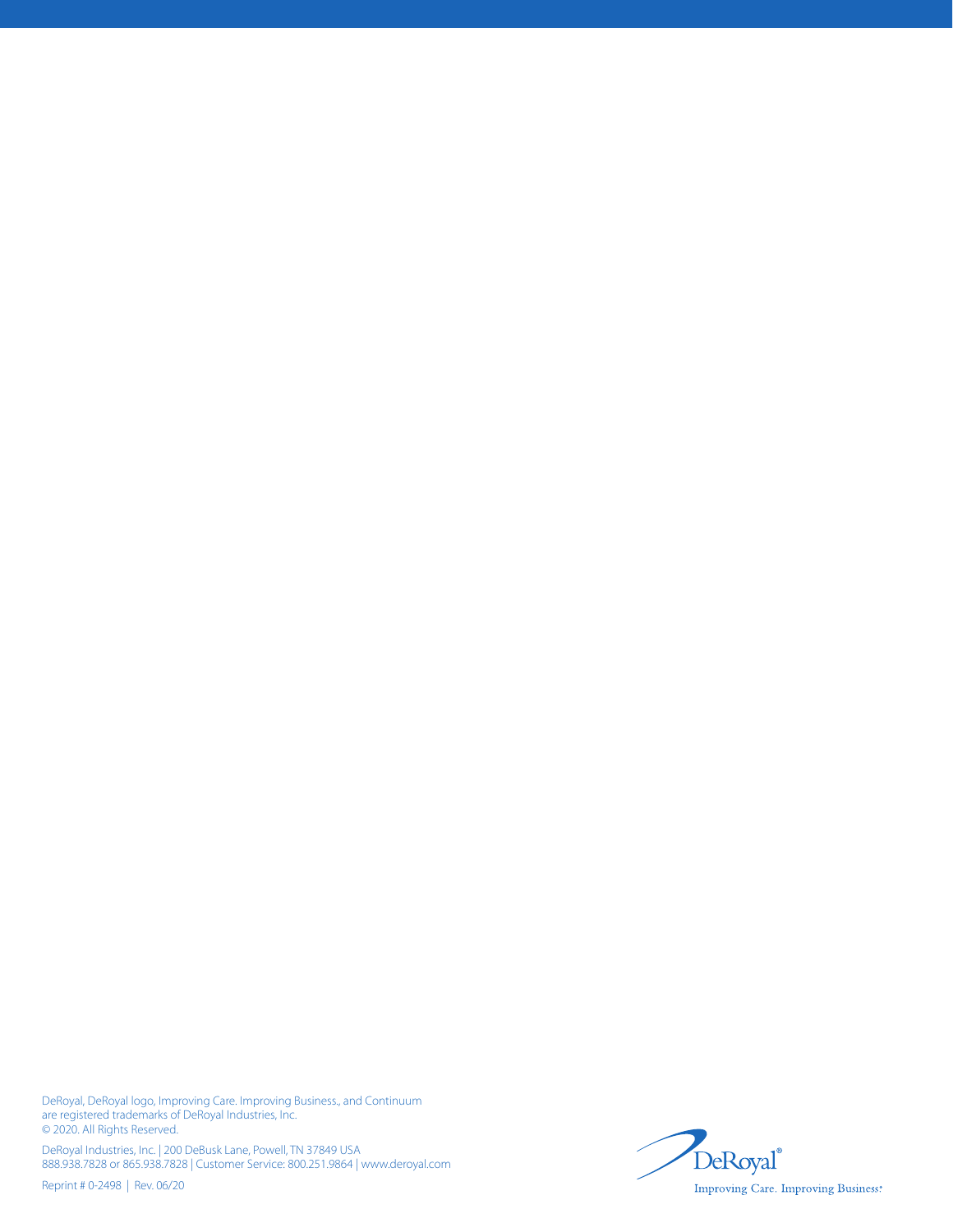DeRoyal, DeRoyal logo, Improving Care. Improving Business., and Continuum are registered trademarks of DeRoyal Industries, Inc.
© 2020. All Rights Reserved.

DeRoyal Industries, Inc. | 200 DeBusk Lane, Powell, TN 37849 USA
888.938.7828 or 865.938.7828 | Customer Service: 800.251.9864 | www.deroyal.com

Reprint # 0-2498 | Rev. 06/20

DeRoyal®

Improving Care. Improving Business.®